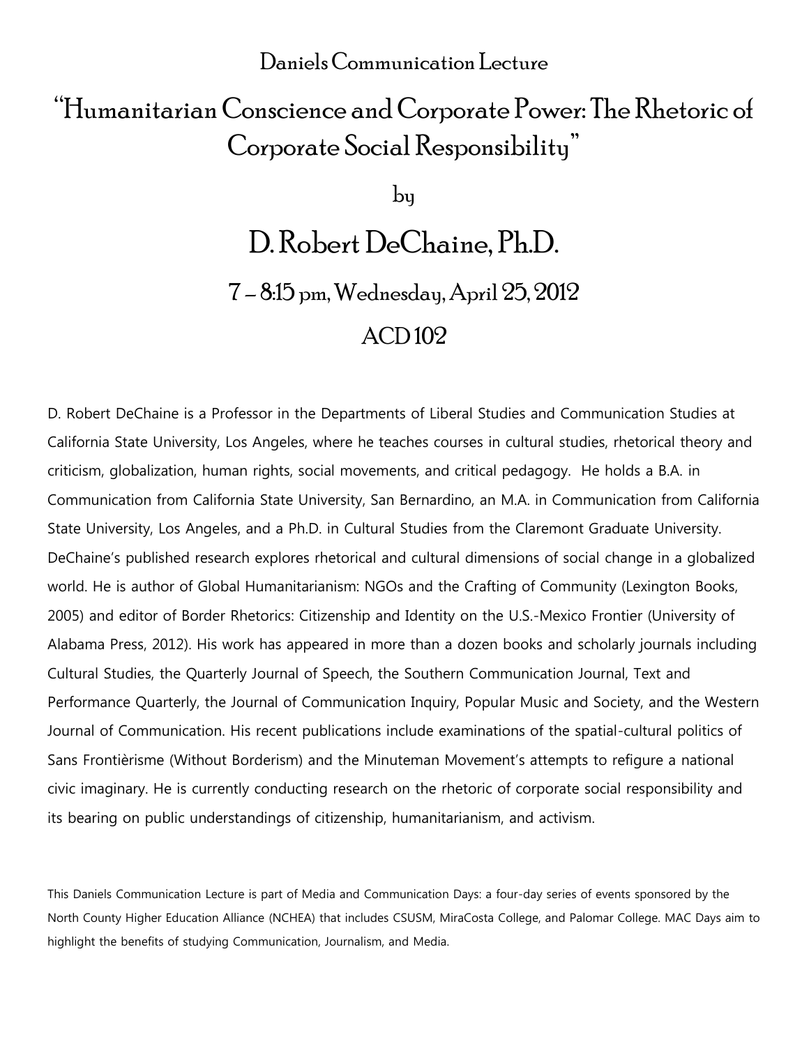Daniels Communication Lecture

# "Humanitarian Conscience and Corporate Power: The Rhetoric of Corporate Social Responsibility"

by

## D. Robert DeChaine, Ph.D.

### 7 – 8:15 pm, Wednesday, April 25, 2012

### ACD 102

D. Robert DeChaine is a Professor in the Departments of Liberal Studies and Communication Studies at California State University, Los Angeles, where he teaches courses in cultural studies, rhetorical theory and criticism, globalization, human rights, social movements, and critical pedagogy. He holds a B.A. in Communication from California State University, San Bernardino, an M.A. in Communication from California State University, Los Angeles, and a Ph.D. in Cultural Studies from the Claremont Graduate University. DeChaine's published research explores rhetorical and cultural dimensions of social change in a globalized world. He is author of Global Humanitarianism: NGOs and the Crafting of Community (Lexington Books, 2005) and editor of Border Rhetorics: Citizenship and Identity on the U.S.-Mexico Frontier (University of Alabama Press, 2012). His work has appeared in more than a dozen books and scholarly journals including Cultural Studies, the Quarterly Journal of Speech, the Southern Communication Journal, Text and Performance Quarterly, the Journal of Communication Inquiry, Popular Music and Society, and the Western Journal of Communication. His recent publications include examinations of the spatial-cultural politics of Sans Frontièrisme (Without Borderism) and the Minuteman Movement's attempts to refigure a national civic imaginary. He is currently conducting research on the rhetoric of corporate social responsibility and its bearing on public understandings of citizenship, humanitarianism, and activism.

This Daniels Communication Lecture is part of Media and Communication Days: a four-day series of events sponsored by the North County Higher Education Alliance (NCHEA) that includes CSUSM, MiraCosta College, and Palomar College. MAC Days aim to highlight the benefits of studying Communication, Journalism, and Media.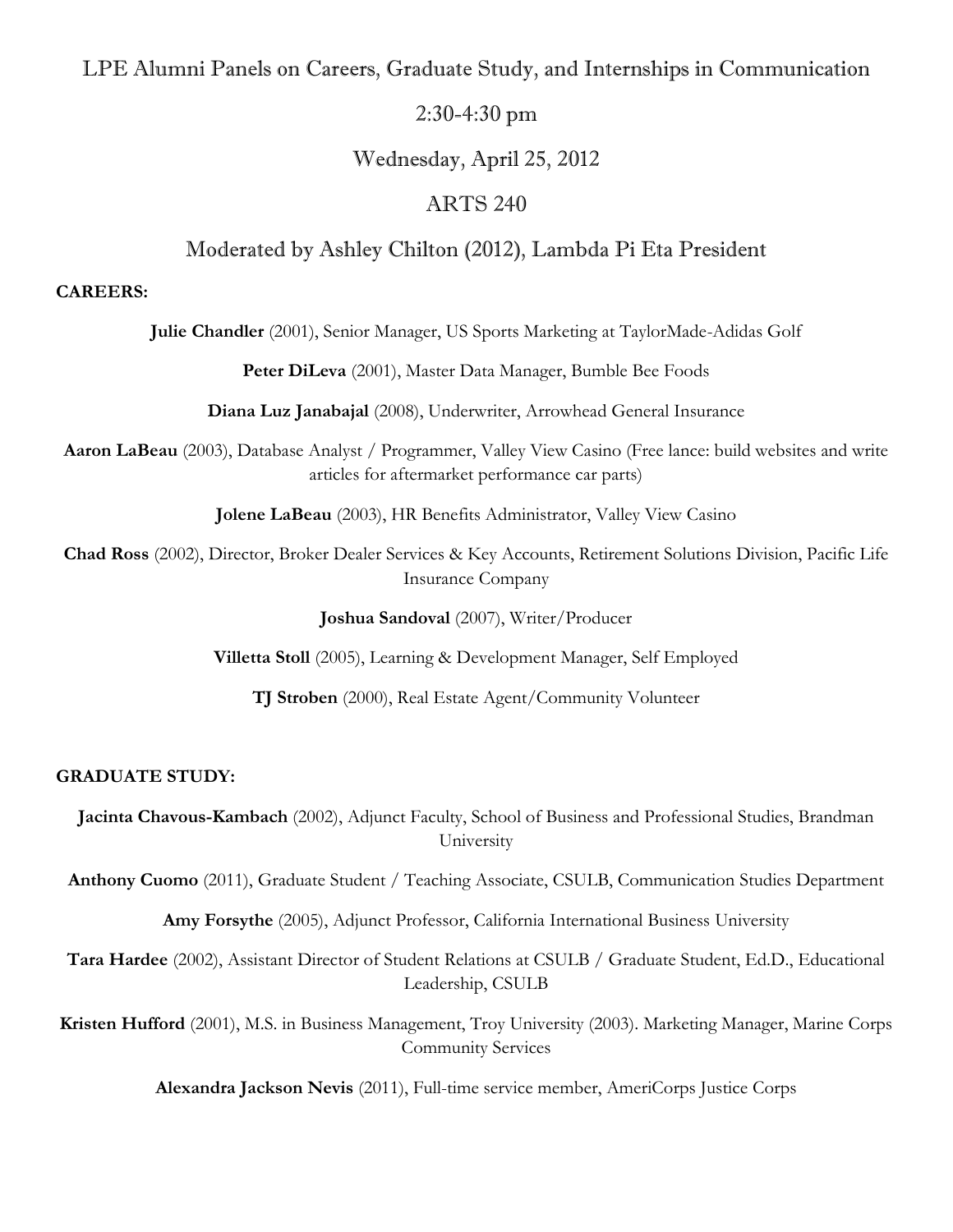# LPE Alumni Panels on Careers, Graduate Study, and Internships in Communication

## 2:30-4:30 pm

## Wednesday, April 25, 2012

## ARTS 240

## Moderated by Ashley Chilton (2012), Lambda Pi Eta President

**CAREERS:**

**Julie Chandler** (2001), Senior Manager, US Sports Marketing at TaylorMade-Adidas Golf

**Peter DiLeva** (2001), Master Data Manager, Bumble Bee Foods

**Diana Luz Janabajal** (2008), Underwriter, Arrowhead General Insurance

**Aaron LaBeau** (2003), Database Analyst / Programmer, Valley View Casino (Free lance: build websites and write articles for aftermarket performance car parts)

**Jolene LaBeau** (2003), HR Benefits Administrator, Valley View Casino

**Chad Ross** (2002), Director, Broker Dealer Services & Key Accounts, Retirement Solutions Division, Pacific Life Insurance Company

**Joshua Sandoval** (2007), Writer/Producer

**Villetta Stoll** (2005), Learning & Development Manager, Self Employed

**TJ Stroben** (2000), Real Estate Agent/Community Volunteer

**GRADUATE STUDY:**

**Jacinta Chavous-Kambach** (2002), Adjunct Faculty, School of Business and Professional Studies, Brandman University

**Anthony Cuomo** (2011), Graduate Student / Teaching Associate, CSULB, Communication Studies Department

**Amy Forsythe** (2005), Adjunct Professor, California International Business University

**Tara Hardee** (2002), Assistant Director of Student Relations at CSULB / Graduate Student, Ed.D., Educational Leadership, CSULB

**Kristen Hufford** (2001), M.S. in Business Management, Troy University (2003). Marketing Manager, Marine Corps Community Services

**Alexandra Jackson Nevis** (2011), Full-time service member, AmeriCorps Justice Corps